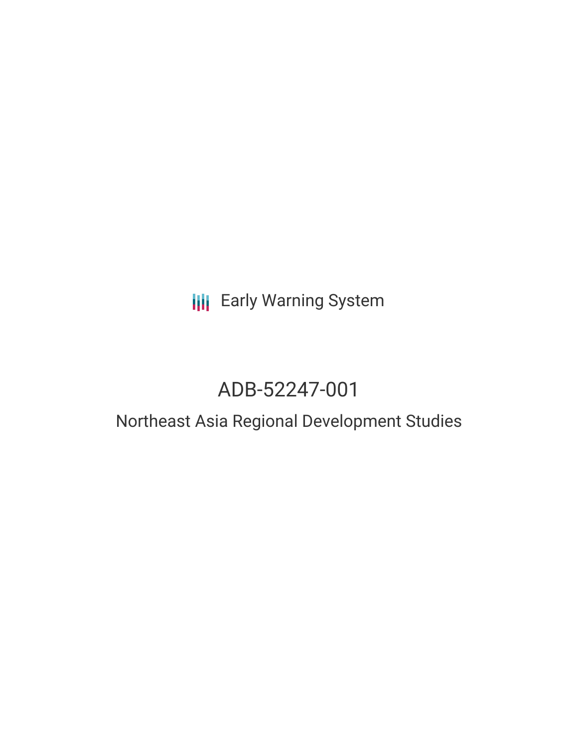Early Warning System

# ADB-52247-001

## Northeast Asia Regional Development Studies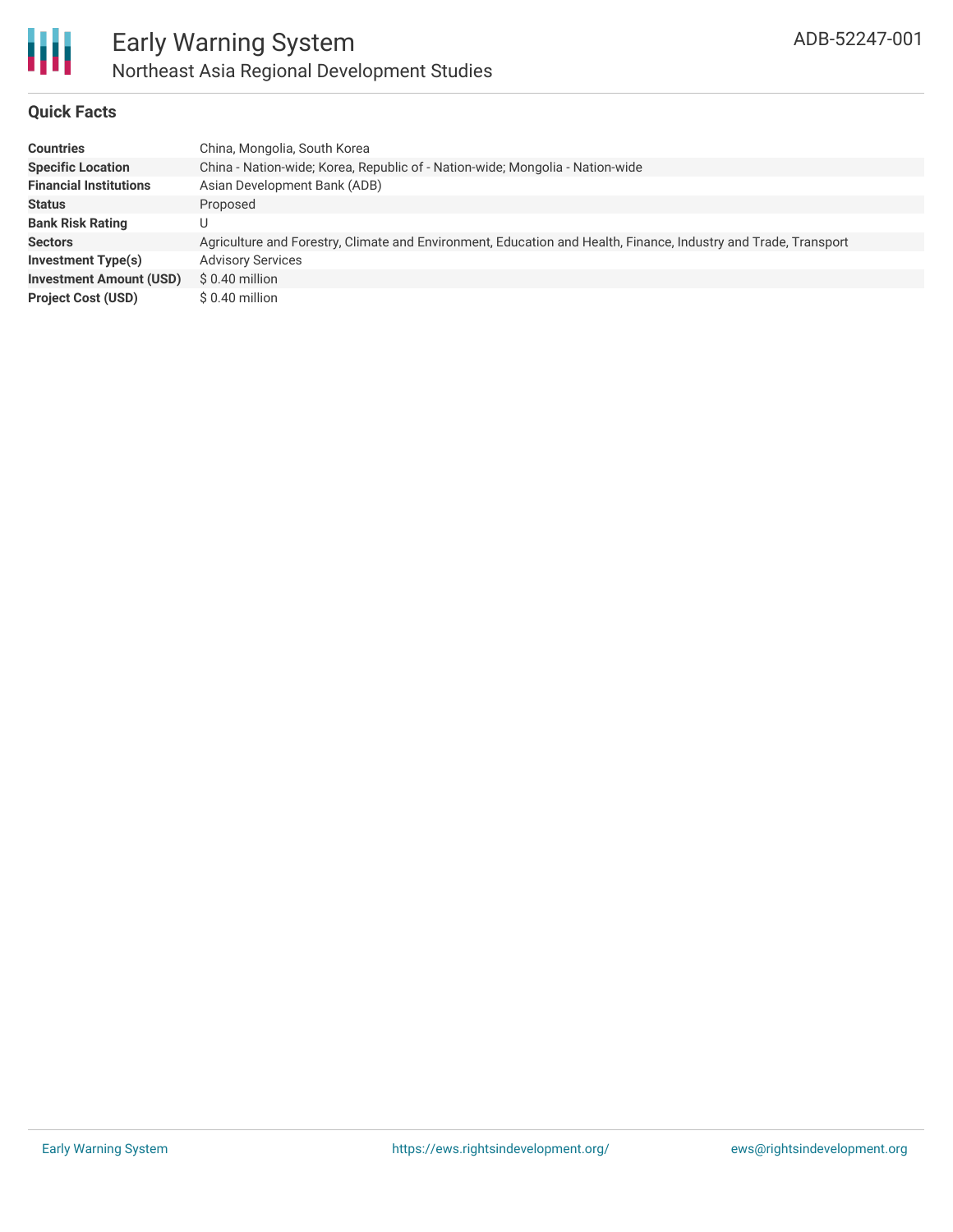## Quick Facts

| | |
|---|---|
| **Countries** | China, Mongolia, South Korea |
| **Specific Location** | China - Nation-wide; Korea, Republic of - Nation-wide; Mongolia - Nation-wide |
| **Financial Institutions** | Asian Development Bank (ADB) |
| **Status** | Proposed |
| **Bank Risk Rating** | U |
| **Sectors** | Agriculture and Forestry, Climate and Environment, Education and Health, Finance, Industry and Trade, Transport |
| **Investment Type(s)** | Advisory Services |
| **Investment Amount (USD)** | $ 0.40 million |
| **Project Cost (USD)** | $ 0.40 million |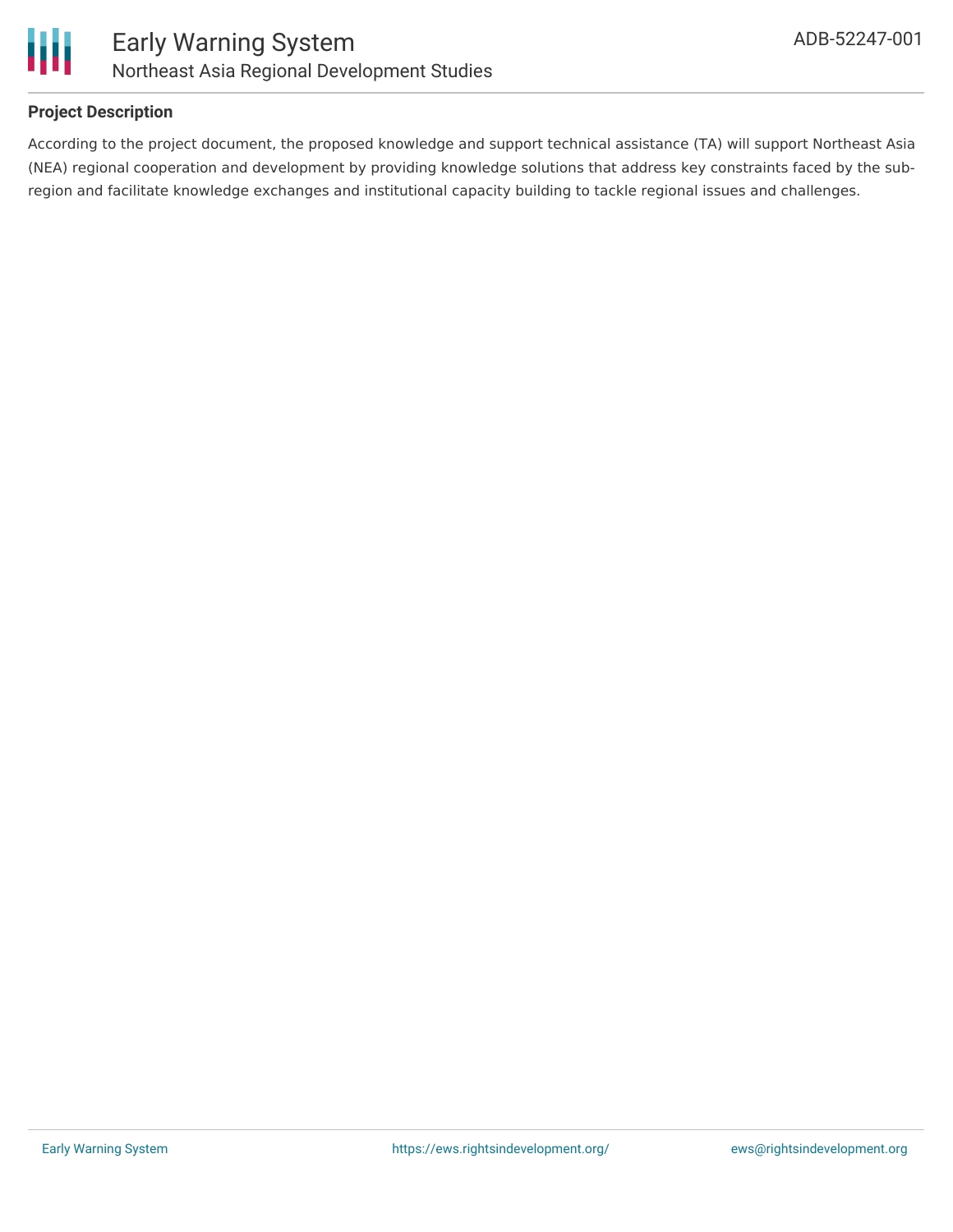## Project Description

According to the project document, the proposed knowledge and support technical assistance (TA) will support Northeast Asia (NEA) regional cooperation and development by providing knowledge solutions that address key constraints faced by the sub-region and facilitate knowledge exchanges and institutional capacity building to tackle regional issues and challenges.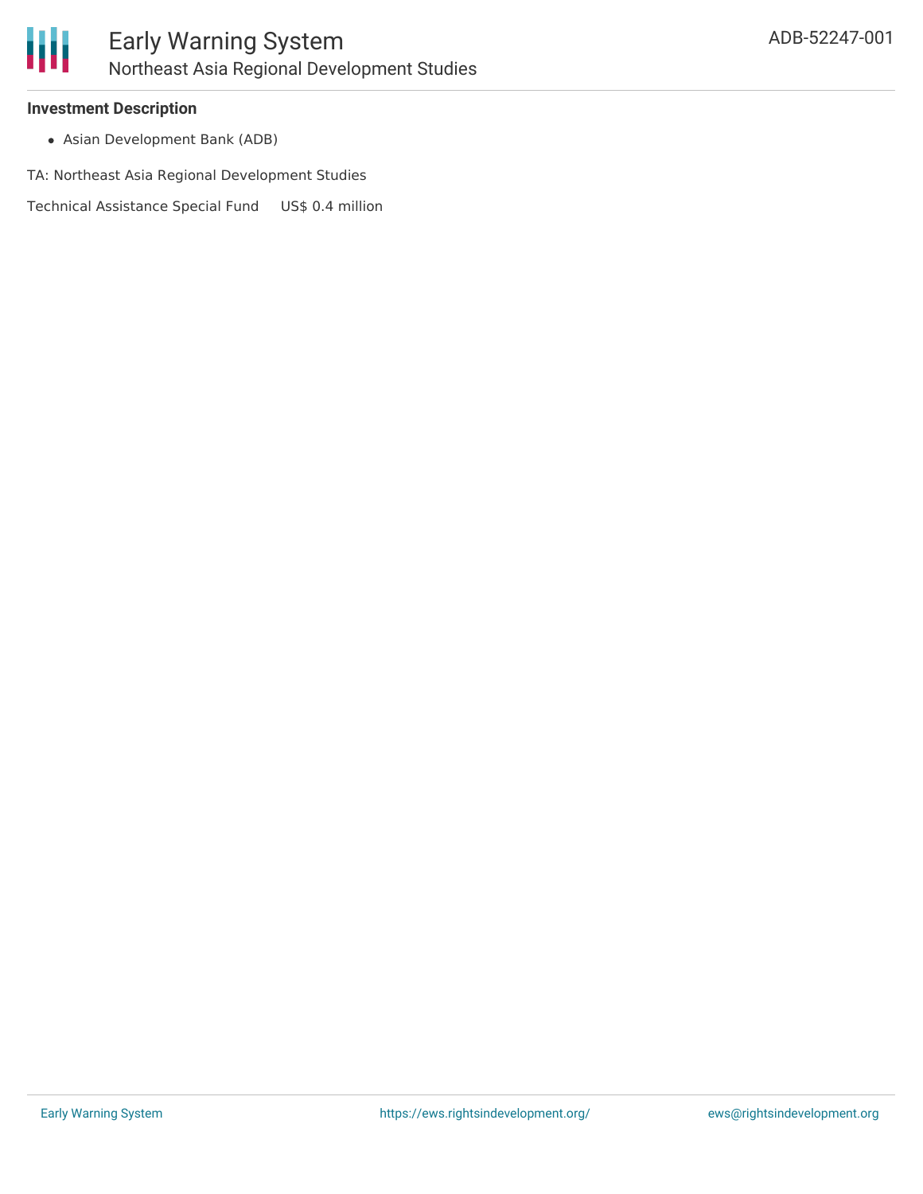### Investment Description

- Asian Development Bank (ADB)

TA: Northeast Asia Regional Development Studies

Technical Assistance Special Fund US$ 0.4 million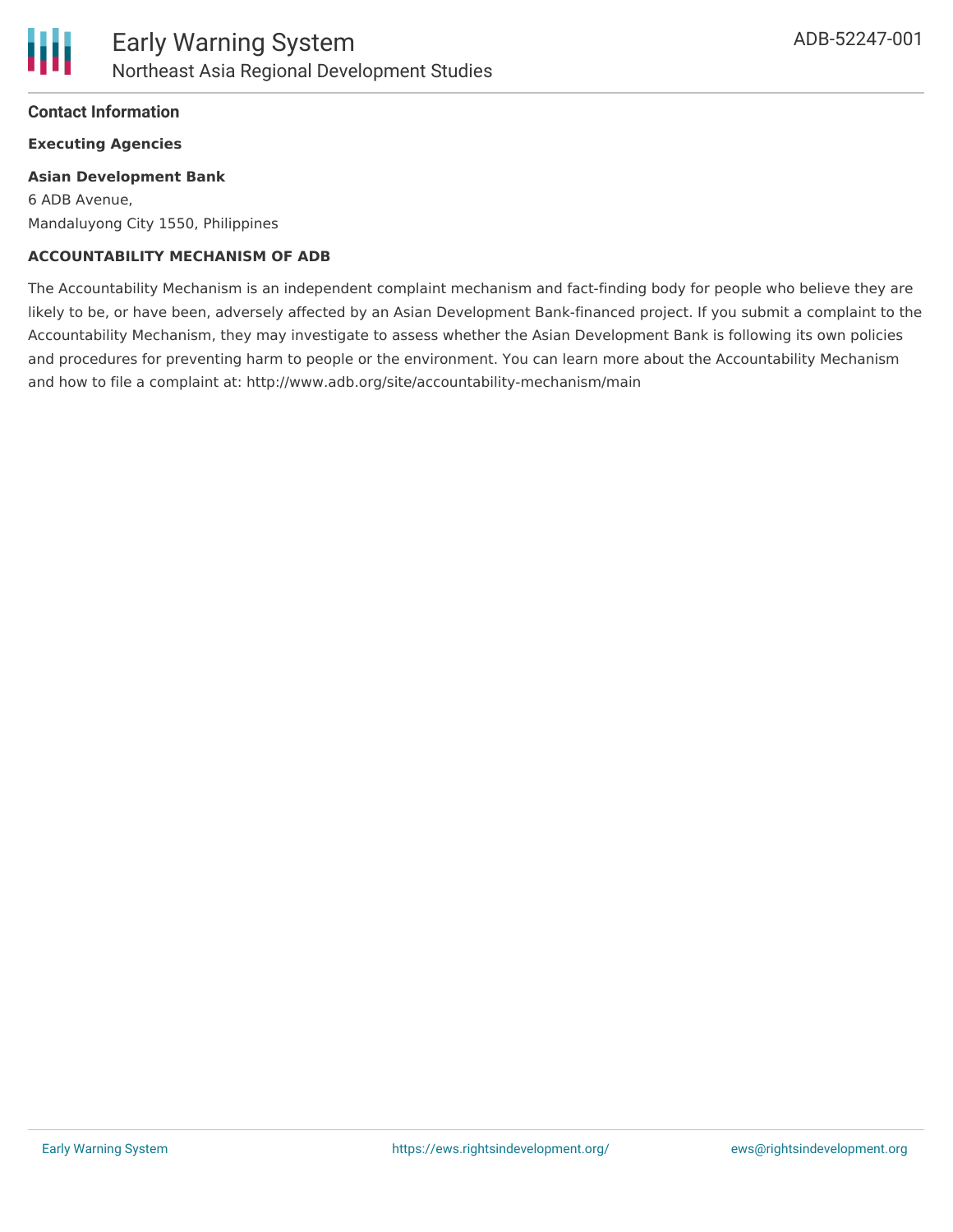## Contact Information

**Executing Agencies**

**Asian Development Bank**
6 ADB Avenue,
Mandaluyong City 1550, Philippines

**ACCOUNTABILITY MECHANISM OF ADB**

The Accountability Mechanism is an independent complaint mechanism and fact-finding body for people who believe they are likely to be, or have been, adversely affected by an Asian Development Bank-financed project. If you submit a complaint to the Accountability Mechanism, they may investigate to assess whether the Asian Development Bank is following its own policies and procedures for preventing harm to people or the environment. You can learn more about the Accountability Mechanism and how to file a complaint at: http://www.adb.org/site/accountability-mechanism/main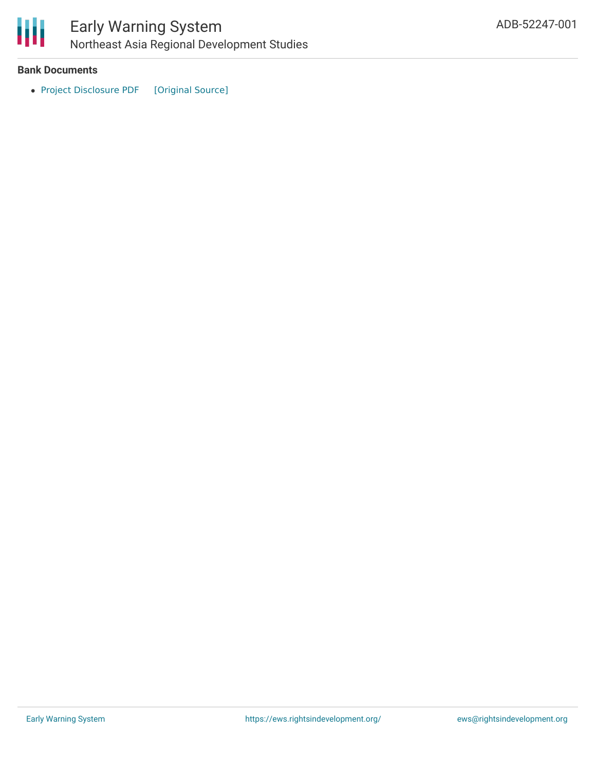## Bank Documents

- Project Disclosure PDF [Original Source]